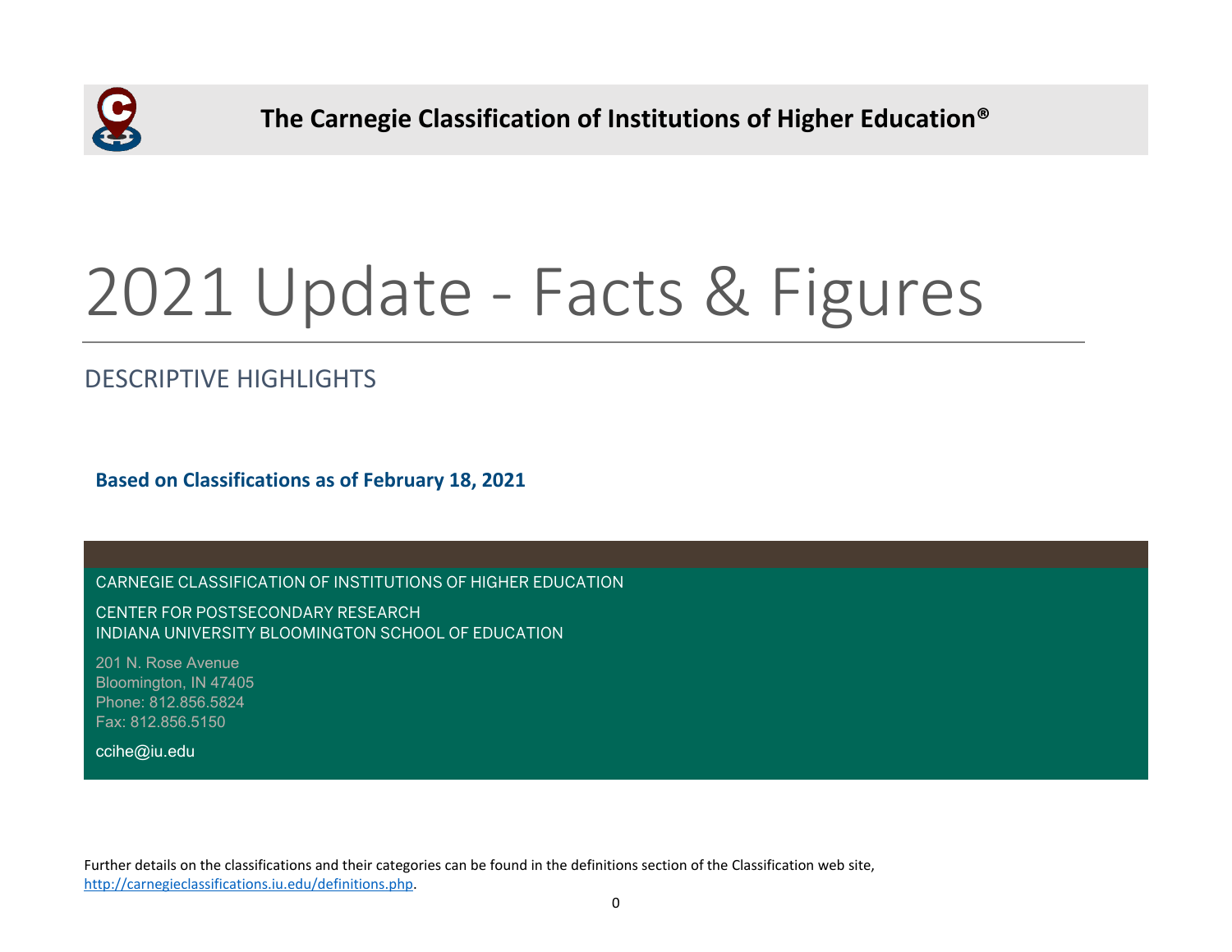**The Carnegie Classification of Institutions of Higher Education®**

# 2021 Update - Facts & Figures

## DESCRIPTIVE HIGHLIGHTS

**Based on Classifications as of February 18, 2021**

CARNEGIE CLASSIFICATION OF INSTITUTIONS OF HIGHER EDUCATION

CENTER FOR POSTSECONDARY RESEARCH
INDIANA UNIVERSITY BLOOMINGTON SCHOOL OF EDUCATION

201 N. Rose Avenue
Bloomington, IN 47405
Phone: 812.856.5824
Fax: 812.856.5150

ccihe@iu.edu

Further details on the classifications and their categories can be found in the definitions section of the Classification web site, http://carnegieclassifications.iu.edu/definitions.php.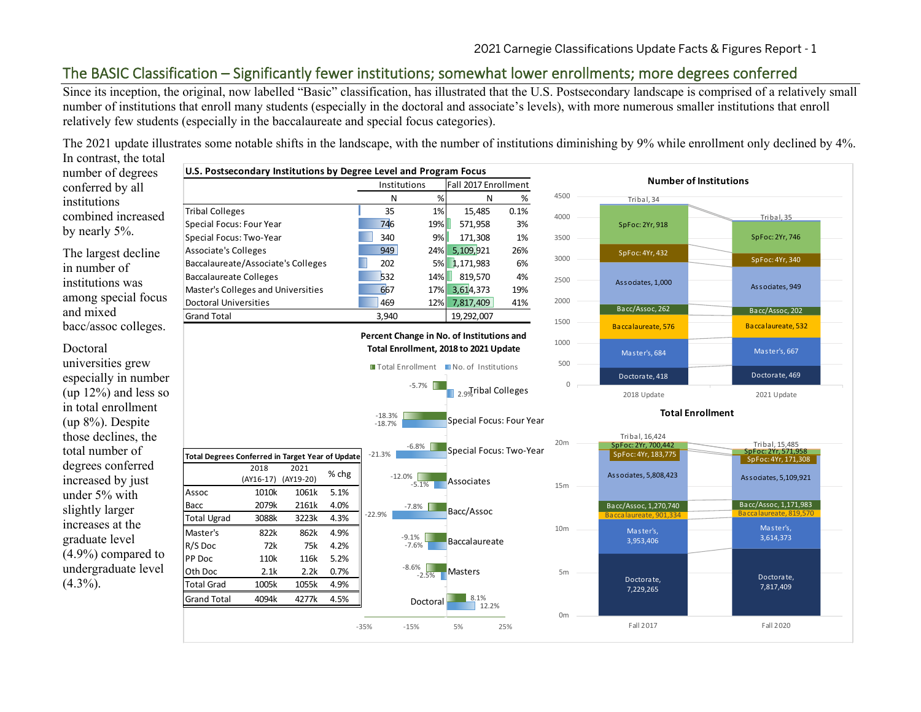## The BASIC Classification – Significantly fewer institutions; somewhat lower enrollments; more degrees conferred

Since its inception, the original, now labelled "Basic" classification, has illustrated that the U.S. Postsecondary landscape is comprised of a relatively small number of institutions that enroll many students (especially in the doctoral and associate's levels), with more numerous smaller institutions that enroll relatively few students (especially in the baccalaureate and special focus categories).

The 2021 update illustrates some notable shifts in the landscape, with the number of institutions diminishing by 9% while enrollment only declined by 4%. In contrast, the total number of degrees conferred by all institutions combined increased by nearly 5%.

The largest decline in number of institutions was among special focus and mixed bacc/assoc colleges.

Doctoral universities grew especially in number (up 12%) and less so in total enrollment (up 8%). Despite those declines, the total number of degrees conferred increased by just under 5% with slightly larger increases at the graduate level (4.9%) compared to undergraduate level (4.3%).

**U.S. Postsecondary Institutions by Degree Level and Program Focus**

| | Institutions | | Fall 2017 Enrollment | |
|---|---|---|---|---|
| | N | % | N | % |
| Tribal Colleges | 35 | 1% | 15,485 | 0.1% |
| Special Focus: Four Year | 746 | 19% | 571,958 | 3% |
| Special Focus: Two-Year | 340 | 9% | 171,308 | 1% |
| Associate's Colleges | 949 | 24% | 5,109,921 | 26% |
| Baccalaureate/Associate's Colleges | 202 | 5% | 1,171,983 | 6% |
| Baccalaureate Colleges | 532 | 14% | 819,570 | 4% |
| Master's Colleges and Universities | 667 | 17% | 3,614,373 | 19% |
| Doctoral Universities | 469 | 12% | 7,817,409 | 41% |
| Grand Total | 3,940 | | 19,292,007 | |

**Total Degrees Conferred in Target Year of Update**

| | 2018 (AY16-17) | 2021 (AY19-20) | % chg |
|---|---|---|---|
| Assoc | 1010k | 1061k | 5.1% |
| Bacc | 2079k | 2161k | 4.0% |
| Total Ugrad | 3088k | 3223k | 4.3% |
| Master's | 822k | 862k | 4.9% |
| R/S Doc | 72k | 75k | 4.2% |
| PP Doc | 110k | 116k | 5.2% |
| Oth Doc | 2.1k | 2.2k | 0.7% |
| Total Grad | 1005k | 1055k | 4.9% |
| Grand Total | 4094k | 4277k | 4.5% |

**Percent Change in No. of Institutions and Total Enrollment, 2018 to 2021 Update**

| | Total Enrollment | No. of Institutions |
|---|---|---|
| Tribal Colleges | -5.7% | 2.9% |
| Special Focus: Four Year | -18.3% | -18.7% |
| Special Focus: Two-Year | -6.8% | -21.3% |
| Associates | -12.0% | -5.1% |
| Bacc/Assoc | -7.8% | -22.9% |
| Baccalaureate | -9.1% | -7.6% |
| Masters | -8.6% | -2.5% |
| Doctoral | 8.1% | 12.2% |

**Number of Institutions**

| | 2018 Update | 2021 Update |
|---|---|---|
| Tribal | 34 | 35 |
| SpFoc: 2Yr | 918 | 746 |
| SpFoc: 4Yr | 432 | 340 |
| Associates | 1,000 | 949 |
| Bacc/Assoc | 262 | 202 |
| Baccalaureate | 576 | 532 |
| Master's | 684 | 667 |
| Doctorate | 418 | 469 |

**Total Enrollment**

| | Fall 2017 | Fall 2020 |
|---|---|---|
| Tribal | 16,424 | 15,485 |
| SpFoc: 2Yr | 700,442 | 571,958 |
| SpFoc: 4Yr | 183,775 | 171,308 |
| Associates | 5,808,423 | 5,109,921 |
| Bacc/Assoc | 1,270,740 | 1,171,983 |
| Baccalaureate | 901,334 | 819,570 |
| Master's | 3,953,406 | 3,614,373 |
| Doctorate | 7,229,265 | 7,817,409 |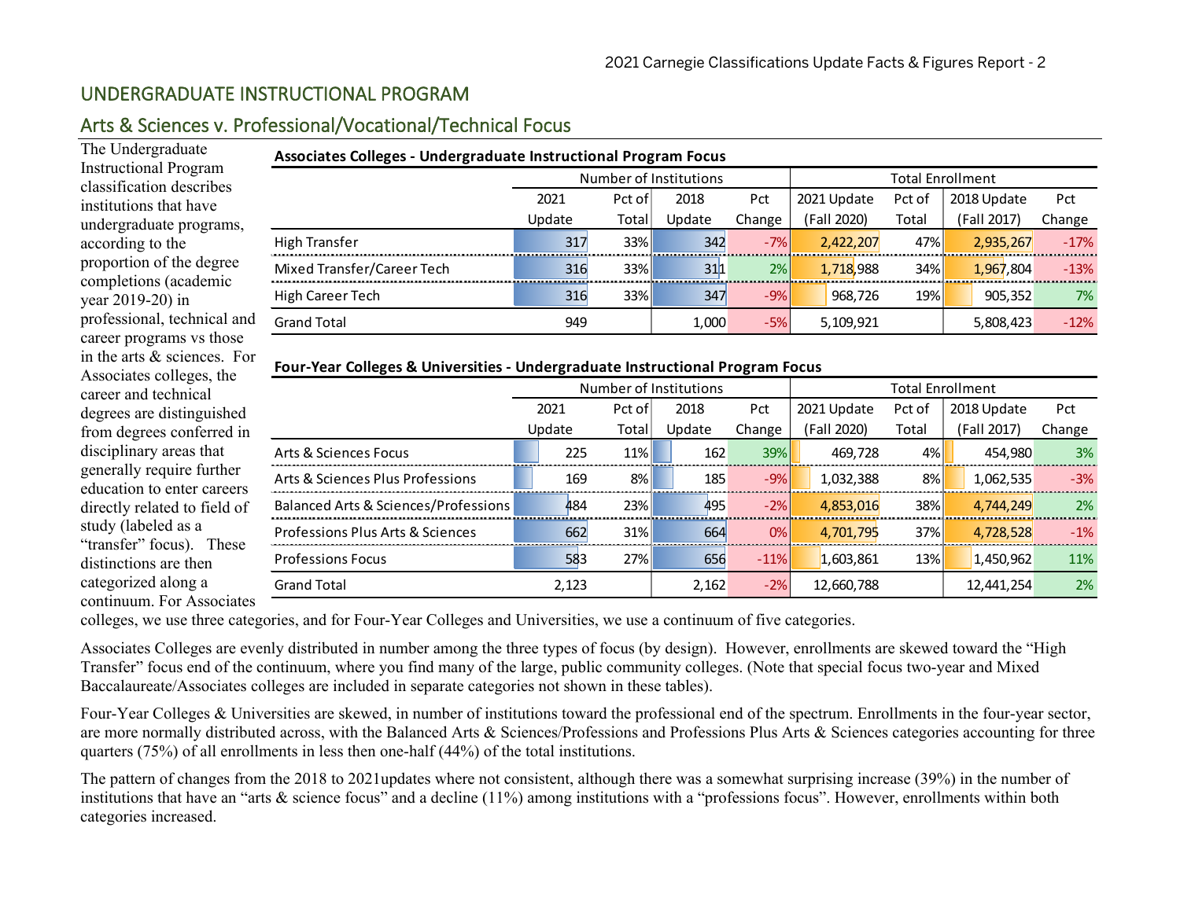# UNDERGRADUATE INSTRUCTIONAL PROGRAM

## Arts & Sciences v. Professional/Vocational/Technical Focus

The Undergraduate Instructional Program classification describes institutions that have undergraduate programs, according to the proportion of the degree completions (academic year 2019-20) in professional, technical and career programs vs those in the arts & sciences. For Associates colleges, the career and technical degrees are distinguished from degrees conferred in disciplinary areas that generally require further education to enter careers directly related to field of study (labeled as a "transfer" focus). These distinctions are then categorized along a continuum. For Associates colleges, we use three categories, and for Four-Year Colleges and Universities, we use a continuum of five categories.

**Associates Colleges - Undergraduate Instructional Program Focus**

| | Number of Institutions | | | | Total Enrollment | | | |
|---|---|---|---|---|---|---|---|---|
| | 2021 Update | Pct of Total | 2018 Update | Pct Change | 2021 Update (Fall 2020) | Pct of Total | 2018 Update (Fall 2017) | Pct Change |
| High Transfer | 317 | 33% | 342 | -7% | 2,422,207 | 47% | 2,935,267 | -17% |
| Mixed Transfer/Career Tech | 316 | 33% | 311 | 2% | 1,718,988 | 34% | 1,967,804 | -13% |
| High Career Tech | 316 | 33% | 347 | -9% | 968,726 | 19% | 905,352 | 7% |
| Grand Total | 949 | | 1,000 | -5% | 5,109,921 | | 5,808,423 | -12% |

**Four-Year Colleges & Universities - Undergraduate Instructional Program Focus**

| | Number of Institutions | | | | Total Enrollment | | | |
|---|---|---|---|---|---|---|---|---|
| | 2021 Update | Pct of Total | 2018 Update | Pct Change | 2021 Update (Fall 2020) | Pct of Total | 2018 Update (Fall 2017) | Pct Change |
| Arts & Sciences Focus | 225 | 11% | 162 | 39% | 469,728 | 4% | 454,980 | 3% |
| Arts & Sciences Plus Professions | 169 | 8% | 185 | -9% | 1,032,388 | 8% | 1,062,535 | -3% |
| Balanced Arts & Sciences/Professions | 484 | 23% | 495 | -2% | 4,853,016 | 38% | 4,744,249 | 2% |
| Professions Plus Arts & Sciences | 662 | 31% | 664 | 0% | 4,701,795 | 37% | 4,728,528 | -1% |
| Professions Focus | 583 | 27% | 656 | -11% | 1,603,861 | 13% | 1,450,962 | 11% |
| Grand Total | 2,123 | | 2,162 | -2% | 12,660,788 | | 12,441,254 | 2% |

Associates Colleges are evenly distributed in number among the three types of focus (by design). However, enrollments are skewed toward the "High Transfer" focus end of the continuum, where you find many of the large, public community colleges. (Note that special focus two-year and Mixed Baccalaureate/Associates colleges are included in separate categories not shown in these tables).

Four-Year Colleges & Universities are skewed, in number of institutions toward the professional end of the spectrum. Enrollments in the four-year sector, are more normally distributed across, with the Balanced Arts & Sciences/Professions and Professions Plus Arts & Sciences categories accounting for three quarters (75%) of all enrollments in less then one-half (44%) of the total institutions.

The pattern of changes from the 2018 to 2021updates where not consistent, although there was a somewhat surprising increase (39%) in the number of institutions that have an "arts & science focus" and a decline (11%) among institutions with a "professions focus". However, enrollments within both categories increased.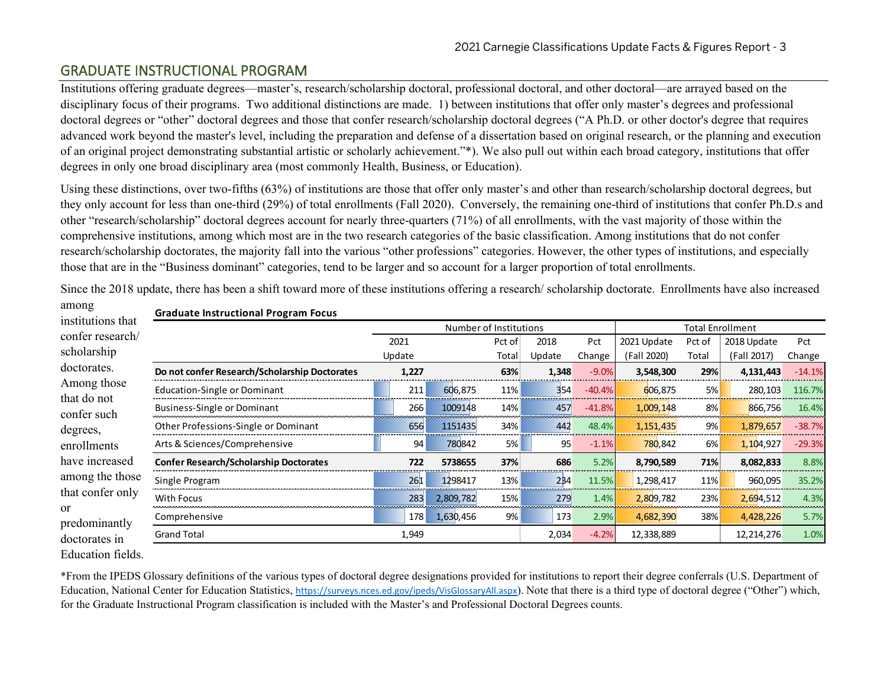## GRADUATE INSTRUCTIONAL PROGRAM

Institutions offering graduate degrees—master's, research/scholarship doctoral, professional doctoral, and other doctoral—are arrayed based on the disciplinary focus of their programs. Two additional distinctions are made. 1) between institutions that offer only master's degrees and professional doctoral degrees or "other" doctoral degrees and those that confer research/scholarship doctoral degrees ("A Ph.D. or other doctor's degree that requires advanced work beyond the master's level, including the preparation and defense of a dissertation based on original research, or the planning and execution of an original project demonstrating substantial artistic or scholarly achievement."*). We also pull out within each broad category, institutions that offer degrees in only one broad disciplinary area (most commonly Health, Business, or Education).

Using these distinctions, over two-fifths (63%) of institutions are those that offer only master's and other than research/scholarship doctoral degrees, but they only account for less than one-third (29%) of total enrollments (Fall 2020). Conversely, the remaining one-third of institutions that confer Ph.D.s and other "research/scholarship" doctoral degrees account for nearly three-quarters (71%) of all enrollments, with the vast majority of those within the comprehensive institutions, among which most are in the two research categories of the basic classification. Among institutions that do not confer research/scholarship doctorates, the majority fall into the various "other professions" categories. However, the other types of institutions, and especially those that are in the "Business dominant" categories, tend to be larger and so account for a larger proportion of total enrollments.

Since the 2018 update, there has been a shift toward more of these institutions offering a research/ scholarship doctorate. Enrollments have also increased among institutions that confer research/ scholarship doctorates. Among those that do not confer such degrees, enrollments have increased among the those that confer only or predominantly doctorates in Education fields.

**Graduate Instructional Program Focus**

| | Number of Institutions | | | | | Total Enrollment | | | |
|---|---|---|---|---|---|---|---|---|---|
| | 2021 Update | | Pct of Total | 2018 Update | Pct Change | 2021 Update (Fall 2020) | Pct of Total | 2018 Update (Fall 2017) | Pct Change |
| **Do not confer Research/Scholarship Doctorates** | **1,227** | | **63%** | **1,348** | -9.0% | **3,548,300** | **29%** | **4,131,443** | -14.1% |
| Education-Single or Dominant | 211 | 606,875 | 11% | 354 | -40.4% | 606,875 | 5% | 280,103 | 116.7% |
| Business-Single or Dominant | 266 | 1009148 | 14% | 457 | -41.8% | 1,009,148 | 8% | 866,756 | 16.4% |
| Other Professions-Single or Dominant | 656 | 1151435 | 34% | 442 | 48.4% | 1,151,435 | 9% | 1,879,657 | -38.7% |
| Arts & Sciences/Comprehensive | 94 | 780842 | 5% | 95 | -1.1% | 780,842 | 6% | 1,104,927 | -29.3% |
| **Confer Research/Scholarship Doctorates** | **722** | **5738655** | **37%** | **686** | 5.2% | **8,790,589** | **71%** | **8,082,833** | 8.8% |
| Single Program | 261 | 1298417 | 13% | 234 | 11.5% | 1,298,417 | 11% | 960,095 | 35.2% |
| With Focus | 283 | 2,809,782 | 15% | 279 | 1.4% | 2,809,782 | 23% | 2,694,512 | 4.3% |
| Comprehensive | 178 | 1,630,456 | 9% | 173 | 2.9% | 4,682,390 | 38% | 4,428,226 | 5.7% |
| Grand Total | 1,949 | | | 2,034 | -4.2% | 12,338,889 | | 12,214,276 | 1.0% |

*From the IPEDS Glossary definitions of the various types of doctoral degree designations provided for institutions to report their degree conferrals (U.S. Department of Education, National Center for Education Statistics, https://surveys.nces.ed.gov/ipeds/VisGlossaryAll.aspx). Note that there is a third type of doctoral degree ("Other") which, for the Graduate Instructional Program classification is included with the Master's and Professional Doctoral Degrees counts.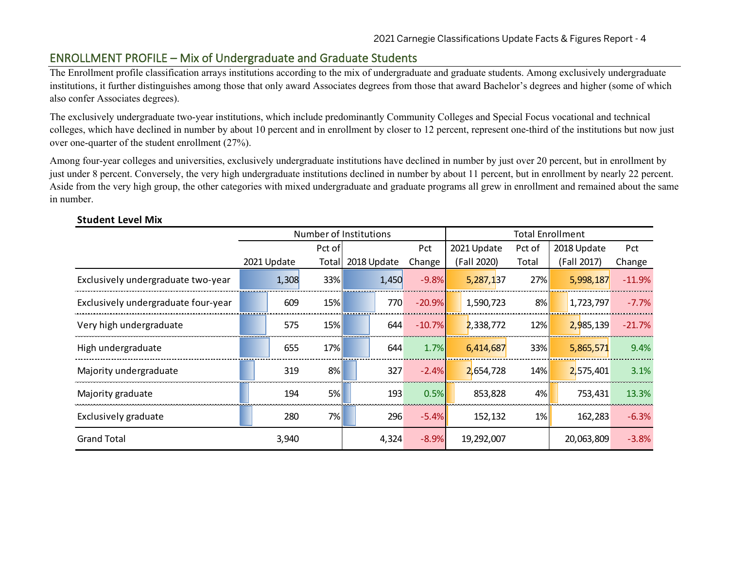## ENROLLMENT PROFILE – Mix of Undergraduate and Graduate Students

The Enrollment profile classification arrays institutions according to the mix of undergraduate and graduate students. Among exclusively undergraduate institutions, it further distinguishes among those that only award Associates degrees from those that award Bachelor's degrees and higher (some of which also confer Associates degrees).

The exclusively undergraduate two-year institutions, which include predominantly Community Colleges and Special Focus vocational and technical colleges, which have declined in number by about 10 percent and in enrollment by closer to 12 percent, represent one-third of the institutions but now just over one-quarter of the student enrollment (27%).

Among four-year colleges and universities, exclusively undergraduate institutions have declined in number by just over 20 percent, but in enrollment by just under 8 percent. Conversely, the very high undergraduate institutions declined in number by about 11 percent, but in enrollment by nearly 22 percent. Aside from the very high group, the other categories with mixed undergraduate and graduate programs all grew in enrollment and remained about the same in number.

**Student Level Mix**

| | Number of Institutions | | | | Total Enrollment | | | |
|---|---|---|---|---|---|---|---|---|
| | 2021 Update | Pct of Total | 2018 Update | Pct Change | 2021 Update (Fall 2020) | Pct of Total | 2018 Update (Fall 2017) | Pct Change |
| Exclusively undergraduate two-year | 1,308 | 33% | 1,450 | -9.8% | 5,287,137 | 27% | 5,998,187 | -11.9% |
| Exclusively undergraduate four-year | 609 | 15% | 770 | -20.9% | 1,590,723 | 8% | 1,723,797 | -7.7% |
| Very high undergraduate | 575 | 15% | 644 | -10.7% | 2,338,772 | 12% | 2,985,139 | -21.7% |
| High undergraduate | 655 | 17% | 644 | 1.7% | 6,414,687 | 33% | 5,865,571 | 9.4% |
| Majority undergraduate | 319 | 8% | 327 | -2.4% | 2,654,728 | 14% | 2,575,401 | 3.1% |
| Majority graduate | 194 | 5% | 193 | 0.5% | 853,828 | 4% | 753,431 | 13.3% |
| Exclusively graduate | 280 | 7% | 296 | -5.4% | 152,132 | 1% | 162,283 | -6.3% |
| Grand Total | 3,940 | | 4,324 | -8.9% | 19,292,007 | | 20,063,809 | -3.8% |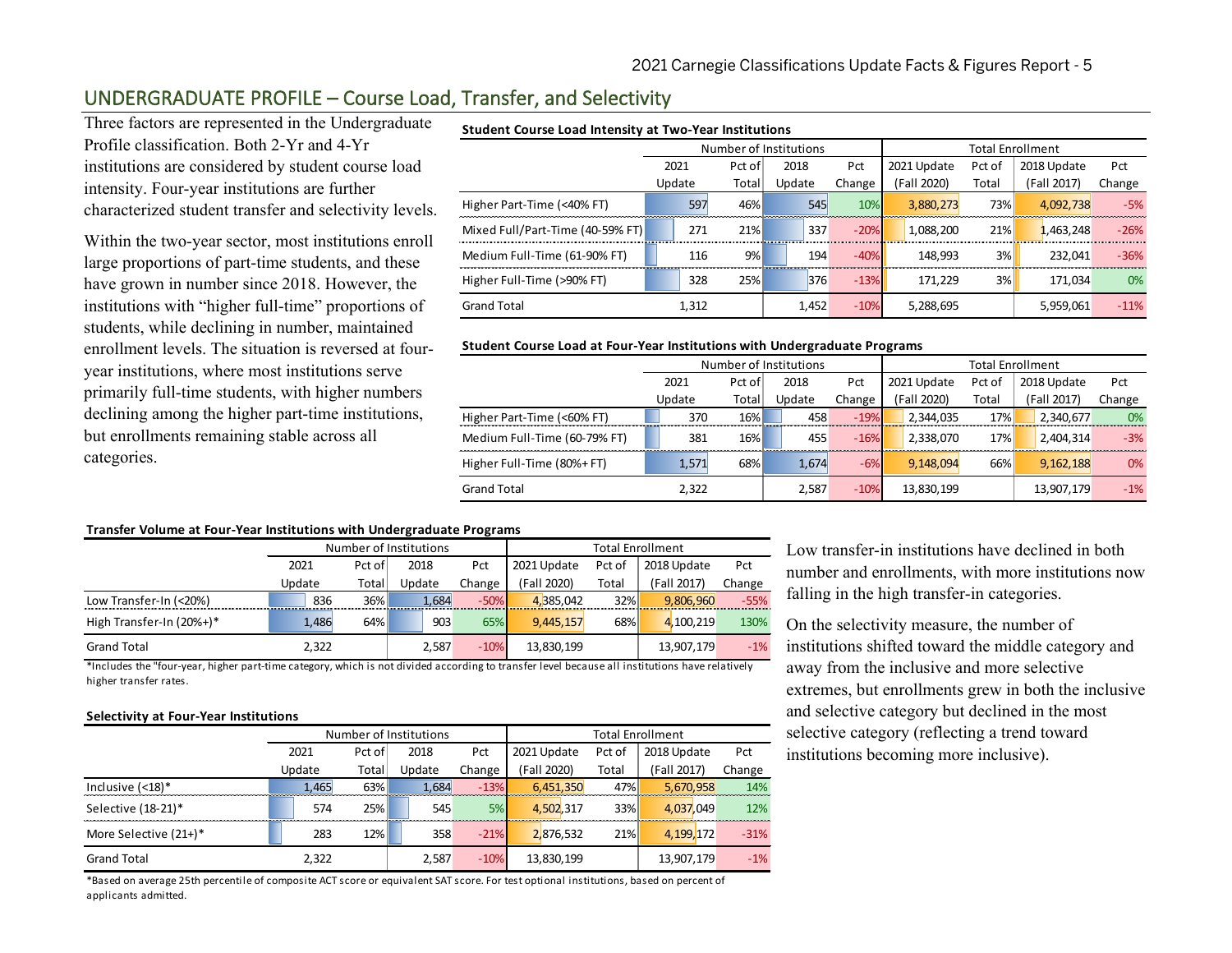## UNDERGRADUATE PROFILE – Course Load, Transfer, and Selectivity

Three factors are represented in the Undergraduate Profile classification. Both 2-Yr and 4-Yr institutions are considered by student course load intensity. Four-year institutions are further characterized student transfer and selectivity levels.

Within the two-year sector, most institutions enroll large proportions of part-time students, and these have grown in number since 2018. However, the institutions with "higher full-time" proportions of students, while declining in number, maintained enrollment levels. The situation is reversed at four-year institutions, where most institutions serve primarily full-time students, with higher numbers declining among the higher part-time institutions, but enrollments remaining stable across all categories.

**Student Course Load Intensity at Two-Year Institutions**

| | Number of Institutions | | | | Total Enrollment | | | |
|---|---|---|---|---|---|---|---|---|
| | 2021 Update | Pct of Total | 2018 Update | Pct Change | 2021 Update (Fall 2020) | Pct of Total | 2018 Update (Fall 2017) | Pct Change |
| Higher Part-Time (<40% FT) | 597 | 46% | 545 | 10% | 3,880,273 | 73% | 4,092,738 | -5% |
| Mixed Full/Part-Time (40-59% FT) | 271 | 21% | 337 | -20% | 1,088,200 | 21% | 1,463,248 | -26% |
| Medium Full-Time (61-90% FT) | 116 | 9% | 194 | -40% | 148,993 | 3% | 232,041 | -36% |
| Higher Full-Time (>90% FT) | 328 | 25% | 376 | -13% | 171,229 | 3% | 171,034 | 0% |
| Grand Total | 1,312 | | 1,452 | -10% | 5,288,695 | | 5,959,061 | -11% |

**Student Course Load at Four-Year Institutions with Undergraduate Programs**

| | Number of Institutions | | | | Total Enrollment | | | |
|---|---|---|---|---|---|---|---|---|
| | 2021 Update | Pct of Total | 2018 Update | Pct Change | 2021 Update (Fall 2020) | Pct of Total | 2018 Update (Fall 2017) | Pct Change |
| Higher Part-Time (<60% FT) | 370 | 16% | 458 | -19% | 2,344,035 | 17% | 2,340,677 | 0% |
| Medium Full-Time (60-79% FT) | 381 | 16% | 455 | -16% | 2,338,070 | 17% | 2,404,314 | -3% |
| Higher Full-Time (80%+ FT) | 1,571 | 68% | 1,674 | -6% | 9,148,094 | 66% | 9,162,188 | 0% |
| Grand Total | 2,322 | | 2,587 | -10% | 13,830,199 | | 13,907,179 | -1% |

**Transfer Volume at Four-Year Institutions with Undergraduate Programs**

| | Number of Institutions | | | | Total Enrollment | | | |
|---|---|---|---|---|---|---|---|---|
| | 2021 Update | Pct of Total | 2018 Update | Pct Change | 2021 Update (Fall 2020) | Pct of Total | 2018 Update (Fall 2017) | Pct Change |
| Low Transfer-In (<20%) | 836 | 36% | 1,684 | -50% | 4,385,042 | 32% | 9,806,960 | -55% |
| High Transfer-In (20%+)* | 1,486 | 64% | 903 | 65% | 9,445,157 | 68% | 4,100,219 | 130% |
| Grand Total | 2,322 | | 2,587 | -10% | 13,830,199 | | 13,907,179 | -1% |

*Includes the "four-year, higher part-time category, which is not divided according to transfer level because all institutions have relatively higher transfer rates.

Low transfer-in institutions have declined in both number and enrollments, with more institutions now falling in the high transfer-in categories.

On the selectivity measure, the number of institutions shifted toward the middle category and away from the inclusive and more selective extremes, but enrollments grew in both the inclusive and selective category but declined in the most selective category (reflecting a trend toward institutions becoming more inclusive).

**Selectivity at Four-Year Institutions**

| | Number of Institutions | | | | Total Enrollment | | | |
|---|---|---|---|---|---|---|---|---|
| | 2021 Update | Pct of Total | 2018 Update | Pct Change | 2021 Update (Fall 2020) | Pct of Total | 2018 Update (Fall 2017) | Pct Change |
| Inclusive (<18)* | 1,465 | 63% | 1,684 | -13% | 6,451,350 | 47% | 5,670,958 | 14% |
| Selective (18-21)* | 574 | 25% | 545 | 5% | 4,502,317 | 33% | 4,037,049 | 12% |
| More Selective (21+)* | 283 | 12% | 358 | -21% | 2,876,532 | 21% | 4,199,172 | -31% |
| Grand Total | 2,322 | | 2,587 | -10% | 13,830,199 | | 13,907,179 | -1% |

*Based on average 25th percentile of composite ACT score or equivalent SAT score. For test optional institutions, based on percent of applicants admitted.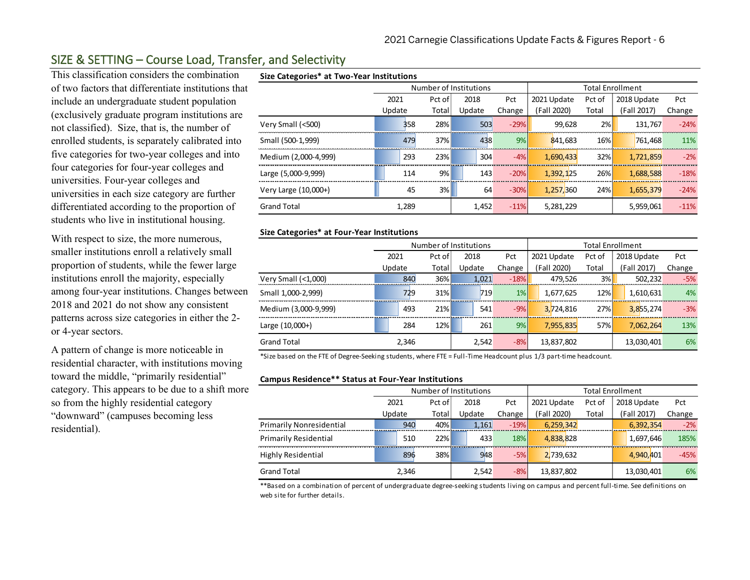## SIZE & SETTING – Course Load, Transfer, and Selectivity

This classification considers the combination of two factors that differentiate institutions that include an undergraduate student population (exclusively graduate program institutions are not classified). Size, that is, the number of enrolled students, is separately calibrated into five categories for two-year colleges and into four categories for four-year colleges and universities. Four-year colleges and universities in each size category are further differentiated according to the proportion of students who live in institutional housing.

With respect to size, the more numerous, smaller institutions enroll a relatively small proportion of students, while the fewer large institutions enroll the majority, especially among four-year institutions. Changes between 2018 and 2021 do not show any consistent patterns across size categories in either the 2- or 4-year sectors.

A pattern of change is more noticeable in residential character, with institutions moving toward the middle, "primarily residential" category. This appears to be due to a shift more so from the highly residential category "downward" (campuses becoming less residential).

**Size Categories* at Two-Year Institutions**

| | Number of Institutions | | | | Total Enrollment | | | |
|---|---|---|---|---|---|---|---|---|
| | 2021 Update | Pct of Total | 2018 Update | Pct Change | 2021 Update (Fall 2020) | Pct of Total | 2018 Update (Fall 2017) | Pct Change |
| Very Small (<500) | 358 | 28% | 503 | -29% | 99,628 | 2% | 131,767 | -24% |
| Small (500-1,999) | 479 | 37% | 438 | 9% | 841,683 | 16% | 761,468 | 11% |
| Medium (2,000-4,999) | 293 | 23% | 304 | -4% | 1,690,433 | 32% | 1,721,859 | -2% |
| Large (5,000-9,999) | 114 | 9% | 143 | -20% | 1,392,125 | 26% | 1,688,588 | -18% |
| Very Large (10,000+) | 45 | 3% | 64 | -30% | 1,257,360 | 24% | 1,655,379 | -24% |
| Grand Total | 1,289 | | 1,452 | -11% | 5,281,229 | | 5,959,061 | -11% |

**Size Categories* at Four-Year Institutions**

| | Number of Institutions | | | | Total Enrollment | | | |
|---|---|---|---|---|---|---|---|---|
| | 2021 Update | Pct of Total | 2018 Update | Pct Change | 2021 Update (Fall 2020) | Pct of Total | 2018 Update (Fall 2017) | Pct Change |
| Very Small (<1,000) | 840 | 36% | 1,021 | -18% | 479,526 | 3% | 502,232 | -5% |
| Small 1,000-2,999) | 729 | 31% | 719 | 1% | 1,677,625 | 12% | 1,610,631 | 4% |
| Medium (3,000-9,999) | 493 | 21% | 541 | -9% | 3,724,816 | 27% | 3,855,274 | -3% |
| Large (10,000+) | 284 | 12% | 261 | 9% | 7,955,835 | 57% | 7,062,264 | 13% |
| Grand Total | 2,346 | | 2,542 | -8% | 13,837,802 | | 13,030,401 | 6% |

*Size based on the FTE of Degree-Seeking students, where FTE = Full-Time Headcount plus 1/3 part-time headcount.

**Campus Residence** Status at Four-Year Institutions**

| | Number of Institutions | | | | Total Enrollment | | | |
|---|---|---|---|---|---|---|---|---|
| | 2021 Update | Pct of Total | 2018 Update | Pct Change | 2021 Update (Fall 2020) | Pct of Total | 2018 Update (Fall 2017) | Pct Change |
| Primarily Nonresidential | 940 | 40% | 1,161 | -19% | 6,259,342 | | 6,392,354 | -2% |
| Primarily Residential | 510 | 22% | 433 | 18% | 4,838,828 | | 1,697,646 | 185% |
| Highly Residential | 896 | 38% | 948 | -5% | 2,739,632 | | 4,940,401 | -45% |
| Grand Total | 2,346 | | 2,542 | -8% | 13,837,802 | | 13,030,401 | 6% |

**Based on a combination of percent of undergraduate degree-seeking students living on campus and percent full-time. See definitions on web site for further details.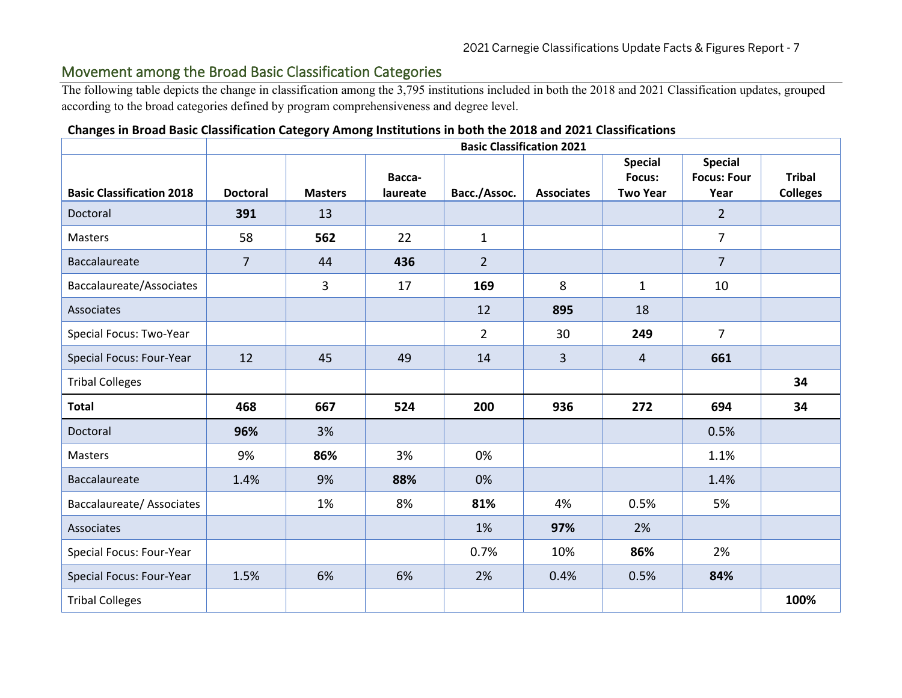## Movement among the Broad Basic Classification Categories

The following table depicts the change in classification among the 3,795 institutions included in both the 2018 and 2021 Classification updates, grouped according to the broad categories defined by program comprehensiveness and degree level.

**Changes in Broad Basic Classification Category Among Institutions in both the 2018 and 2021 Classifications**

| | Basic Classification 2021 | | | | | | | |
|---|---|---|---|---|---|---|---|---|
| **Basic Classification 2018** | **Doctoral** | **Masters** | **Bacca-laureate** | **Bacc./Assoc.** | **Associates** | **Special Focus: Two Year** | **Special Focus: Four Year** | **Tribal Colleges** |
| Doctoral | **391** | 13 | | | | | 2 | |
| Masters | 58 | **562** | 22 | 1 | | | 7 | |
| Baccalaureate | 7 | 44 | **436** | 2 | | | 7 | |
| Baccalaureate/Associates | | 3 | 17 | **169** | 8 | 1 | 10 | |
| Associates | | | | 12 | **895** | 18 | | |
| Special Focus: Two-Year | | | | 2 | 30 | **249** | 7 | |
| Special Focus: Four-Year | 12 | 45 | 49 | 14 | 3 | 4 | **661** | |
| Tribal Colleges | | | | | | | | **34** |
| **Total** | **468** | **667** | **524** | **200** | **936** | **272** | **694** | **34** |
| Doctoral | **96%** | 3% | | | | | 0.5% | |
| Masters | 9% | **86%** | 3% | 0% | | | 1.1% | |
| Baccalaureate | 1.4% | 9% | **88%** | 0% | | | 1.4% | |
| Baccalaureate/ Associates | | 1% | 8% | **81%** | 4% | 0.5% | 5% | |
| Associates | | | | 1% | **97%** | 2% | | |
| Special Focus: Four-Year | | | | 0.7% | 10% | **86%** | 2% | |
| Special Focus: Four-Year | 1.5% | 6% | 6% | 2% | 0.4% | 0.5% | **84%** | |
| Tribal Colleges | | | | | | | | **100%** |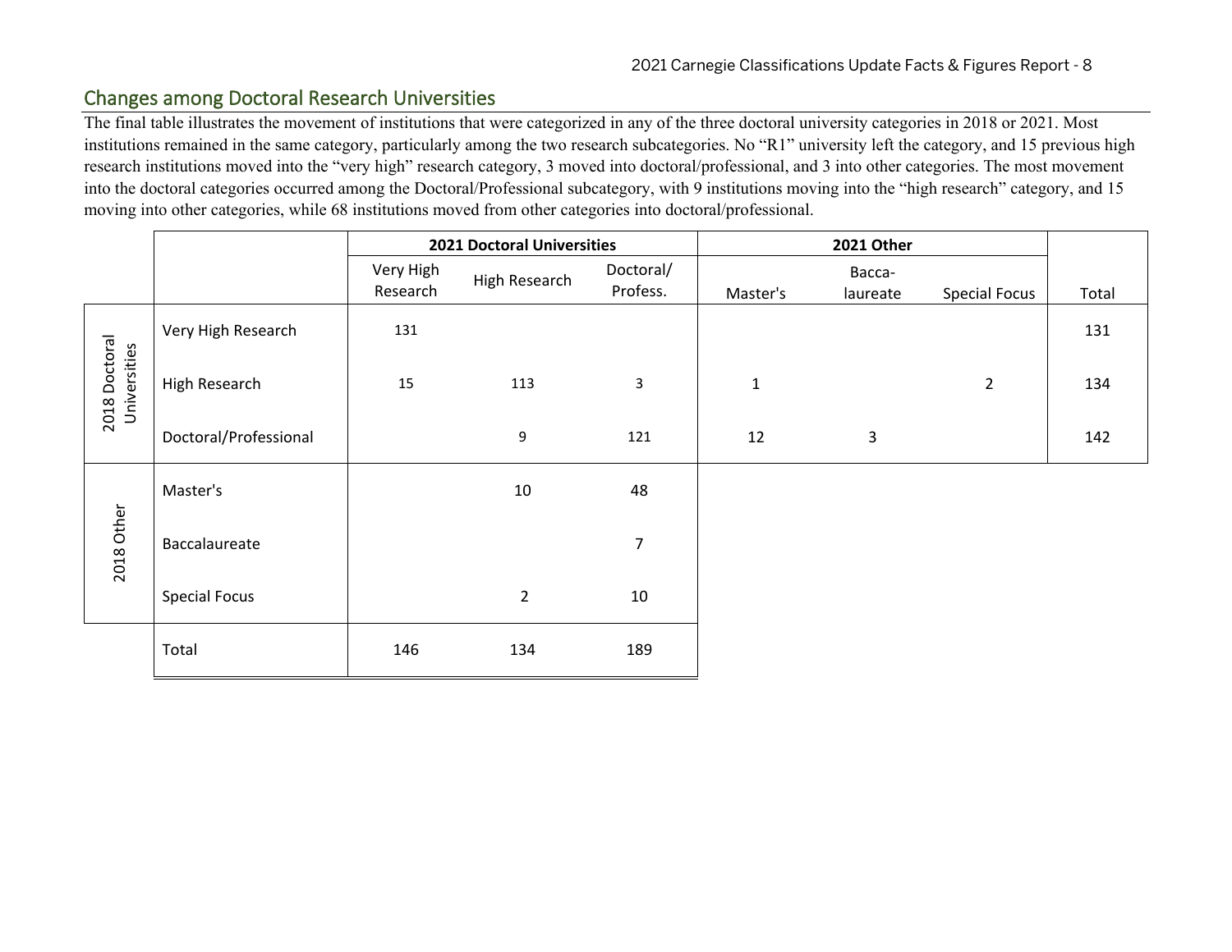## Changes among Doctoral Research Universities

The final table illustrates the movement of institutions that were categorized in any of the three doctoral university categories in 2018 or 2021. Most institutions remained in the same category, particularly among the two research subcategories. No "R1" university left the category, and 15 previous high research institutions moved into the "very high" research category, 3 moved into doctoral/professional, and 3 into other categories. The most movement into the doctoral categories occurred among the Doctoral/Professional subcategory, with 9 institutions moving into the "high research" category, and 15 moving into other categories, while 68 institutions moved from other categories into doctoral/professional.

| | | 2021 Doctoral Universities | | | 2021 Other | | | |
|---|---|---|---|---|---|---|---|---|
| | | Very High Research | High Research | Doctoral/ Profess. | Master's | Bacca-laureate | Special Focus | Total |
| 2018 Doctoral Universities | Very High Research | 131 | | | | | | 131 |
| | High Research | 15 | 113 | 3 | 1 | | 2 | 134 |
| | Doctoral/Professional | | 9 | 121 | 12 | 3 | | 142 |
| 2018 Other | Master's | | 10 | 48 | | | | |
| | Baccalaureate | | | 7 | | | | |
| | Special Focus | | 2 | 10 | | | | |
| | Total | 146 | 134 | 189 | | | | |